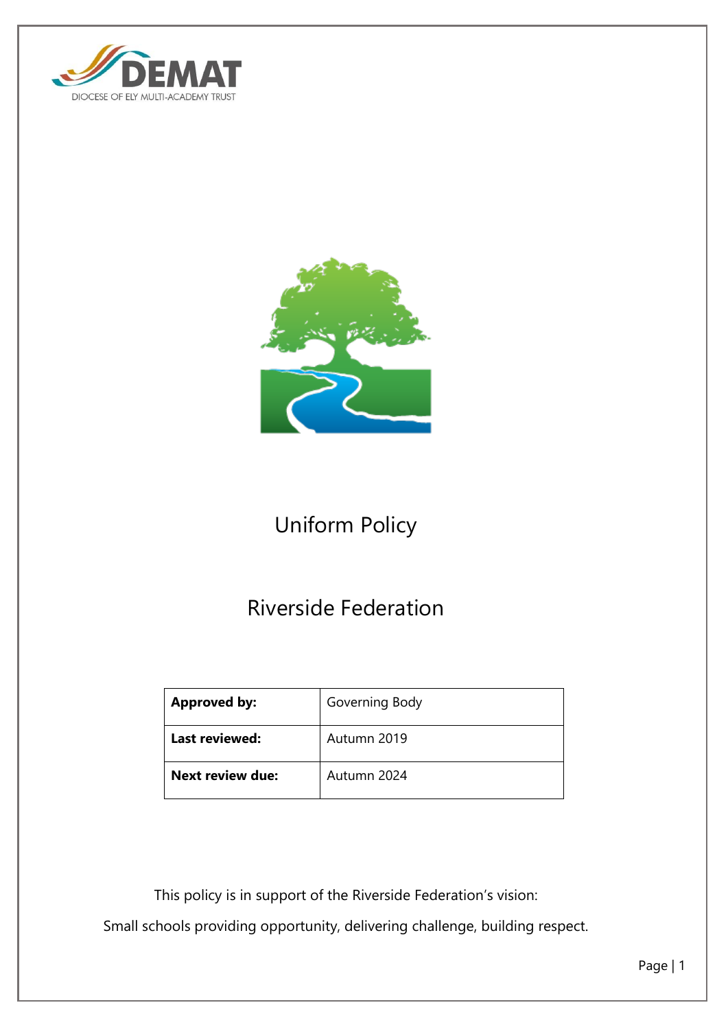DEMAT

DIOCESE OF ELY MULTI-ACADEMY TRUST

# Uniform Policy

# Riverside Federation

| **Approved by:** | Governing Body |
| --- | --- |
| **Last reviewed:** | Autumn 2019 |
| **Next review due:** | Autumn 2024 |

This policy is in support of the Riverside Federation's vision:

Small schools providing opportunity, delivering challenge, building respect.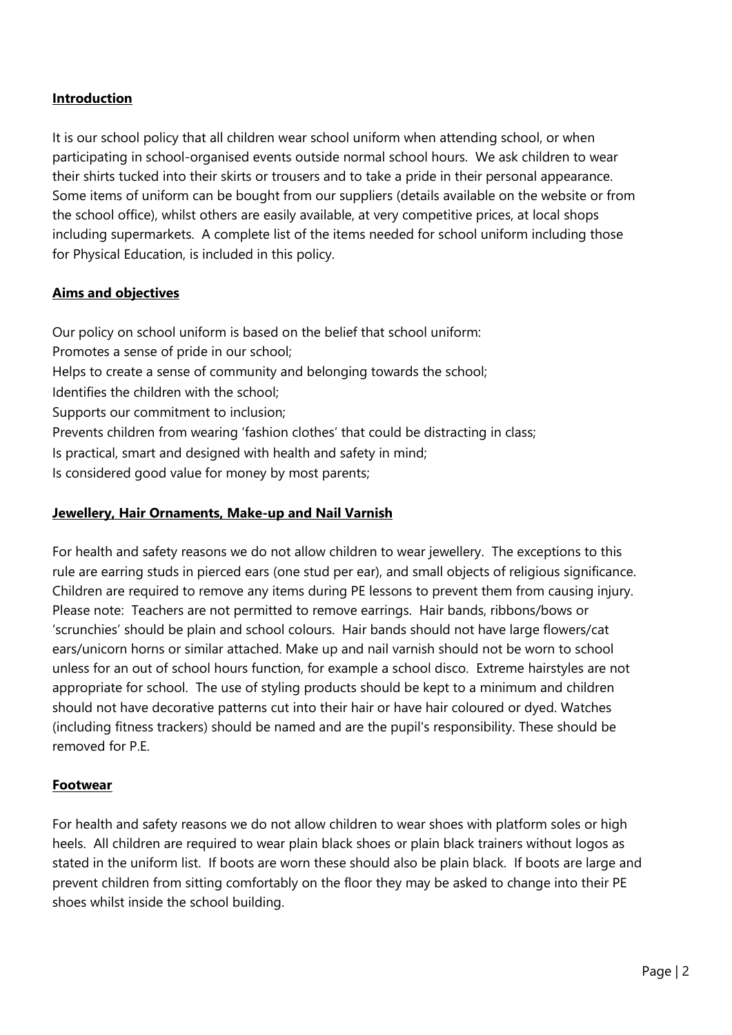## Introduction

It is our school policy that all children wear school uniform when attending school, or when participating in school-organised events outside normal school hours. We ask children to wear their shirts tucked into their skirts or trousers and to take a pride in their personal appearance. Some items of uniform can be bought from our suppliers (details available on the website or from the school office), whilst others are easily available, at very competitive prices, at local shops including supermarkets. A complete list of the items needed for school uniform including those for Physical Education, is included in this policy.

## Aims and objectives

Our policy on school uniform is based on the belief that school uniform:

Promotes a sense of pride in our school;

Helps to create a sense of community and belonging towards the school;

Identifies the children with the school;

Supports our commitment to inclusion;

Prevents children from wearing 'fashion clothes' that could be distracting in class;

Is practical, smart and designed with health and safety in mind;

Is considered good value for money by most parents;

## Jewellery, Hair Ornaments, Make-up and Nail Varnish

For health and safety reasons we do not allow children to wear jewellery. The exceptions to this rule are earring studs in pierced ears (one stud per ear), and small objects of religious significance. Children are required to remove any items during PE lessons to prevent them from causing injury. Please note: Teachers are not permitted to remove earrings. Hair bands, ribbons/bows or 'scrunchies' should be plain and school colours. Hair bands should not have large flowers/cat ears/unicorn horns or similar attached. Make up and nail varnish should not be worn to school unless for an out of school hours function, for example a school disco. Extreme hairstyles are not appropriate for school. The use of styling products should be kept to a minimum and children should not have decorative patterns cut into their hair or have hair coloured or dyed. Watches (including fitness trackers) should be named and are the pupil's responsibility. These should be removed for P.E.

## Footwear

For health and safety reasons we do not allow children to wear shoes with platform soles or high heels. All children are required to wear plain black shoes or plain black trainers without logos as stated in the uniform list. If boots are worn these should also be plain black. If boots are large and prevent children from sitting comfortably on the floor they may be asked to change into their PE shoes whilst inside the school building.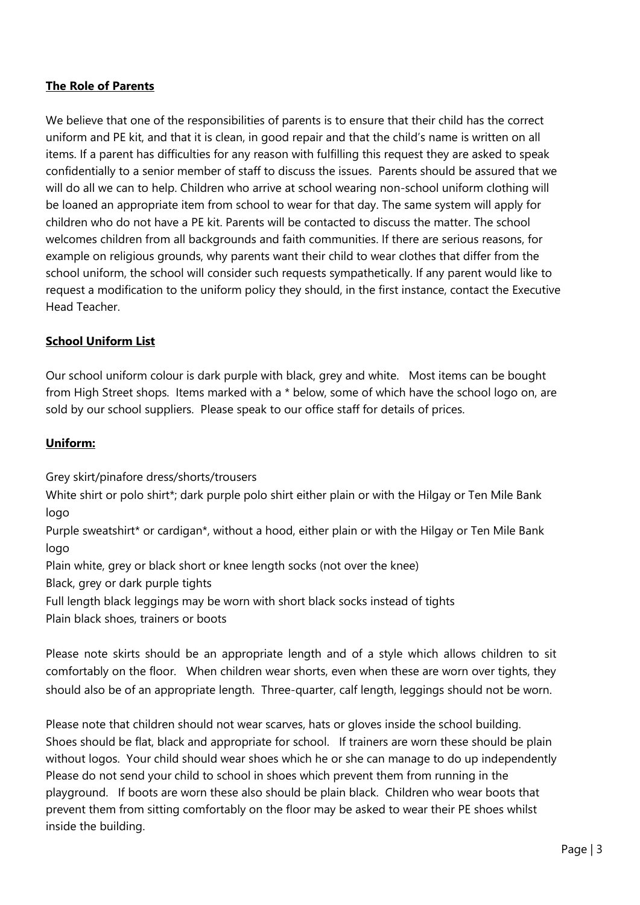**The Role of Parents**

We believe that one of the responsibilities of parents is to ensure that their child has the correct uniform and PE kit, and that it is clean, in good repair and that the child's name is written on all items. If a parent has difficulties for any reason with fulfilling this request they are asked to speak confidentially to a senior member of staff to discuss the issues. Parents should be assured that we will do all we can to help. Children who arrive at school wearing non-school uniform clothing will be loaned an appropriate item from school to wear for that day. The same system will apply for children who do not have a PE kit. Parents will be contacted to discuss the matter. The school welcomes children from all backgrounds and faith communities. If there are serious reasons, for example on religious grounds, why parents want their child to wear clothes that differ from the school uniform, the school will consider such requests sympathetically. If any parent would like to request a modification to the uniform policy they should, in the first instance, contact the Executive Head Teacher.

**School Uniform List**

Our school uniform colour is dark purple with black, grey and white. Most items can be bought from High Street shops. Items marked with a * below, some of which have the school logo on, are sold by our school suppliers. Please speak to our office staff for details of prices.

**Uniform:**

Grey skirt/pinafore dress/shorts/trousers
White shirt or polo shirt*; dark purple polo shirt either plain or with the Hilgay or Ten Mile Bank logo
Purple sweatshirt* or cardigan*, without a hood, either plain or with the Hilgay or Ten Mile Bank logo
Plain white, grey or black short or knee length socks (not over the knee)
Black, grey or dark purple tights
Full length black leggings may be worn with short black socks instead of tights
Plain black shoes, trainers or boots

Please note skirts should be an appropriate length and of a style which allows children to sit comfortably on the floor. When children wear shorts, even when these are worn over tights, they should also be of an appropriate length. Three-quarter, calf length, leggings should not be worn.

Please note that children should not wear scarves, hats or gloves inside the school building. Shoes should be flat, black and appropriate for school. If trainers are worn these should be plain without logos. Your child should wear shoes which he or she can manage to do up independently Please do not send your child to school in shoes which prevent them from running in the playground. If boots are worn these also should be plain black. Children who wear boots that prevent them from sitting comfortably on the floor may be asked to wear their PE shoes whilst inside the building.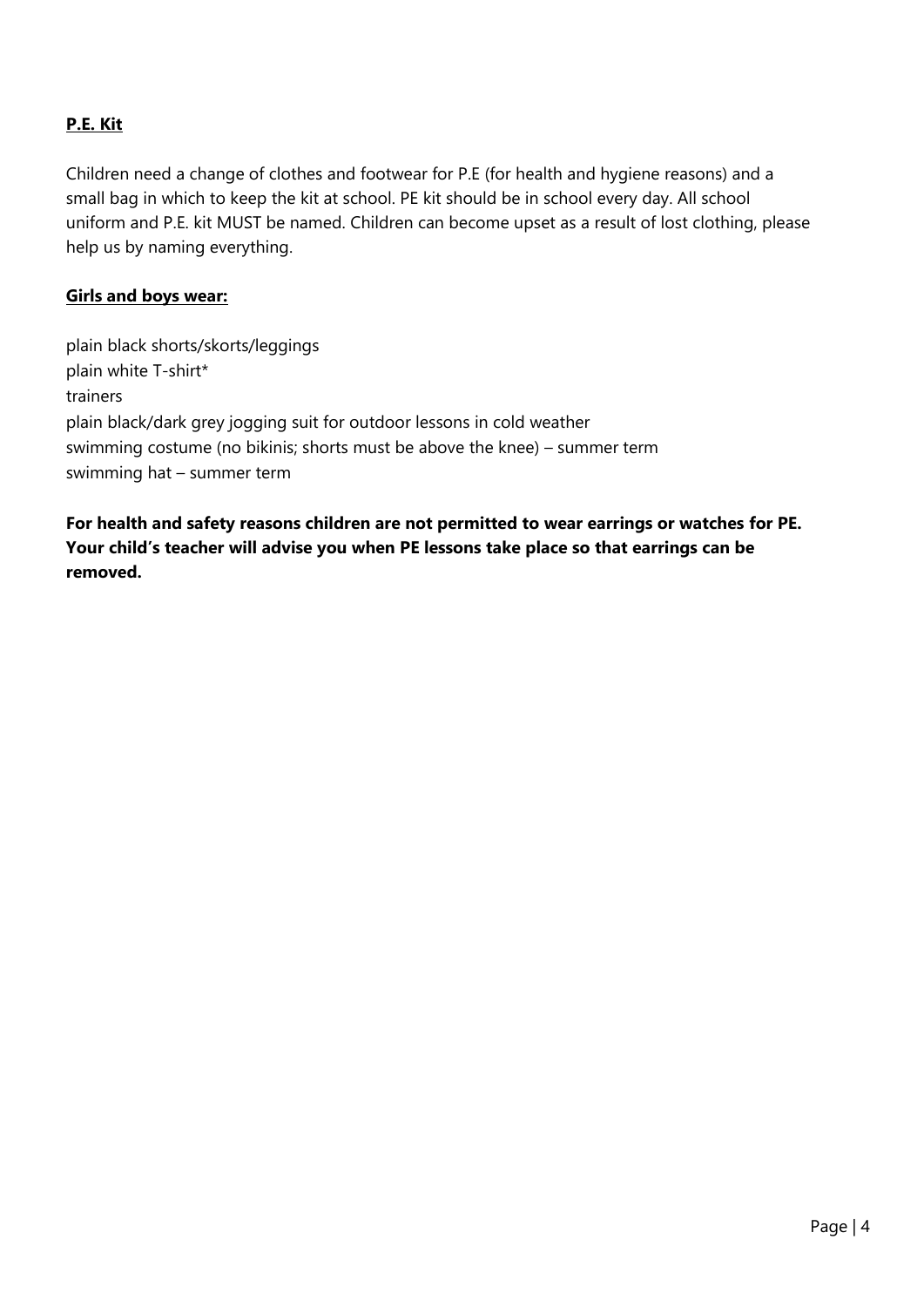**P.E. Kit**

Children need a change of clothes and footwear for P.E (for health and hygiene reasons) and a small bag in which to keep the kit at school. PE kit should be in school every day. All school uniform and P.E. kit MUST be named. Children can become upset as a result of lost clothing, please help us by naming everything.

**Girls and boys wear:**

plain black shorts/skorts/leggings
plain white T-shirt*
trainers
plain black/dark grey jogging suit for outdoor lessons in cold weather
swimming costume (no bikinis; shorts must be above the knee) – summer term
swimming hat – summer term

**For health and safety reasons children are not permitted to wear earrings or watches for PE. Your child's teacher will advise you when PE lessons take place so that earrings can be removed.**